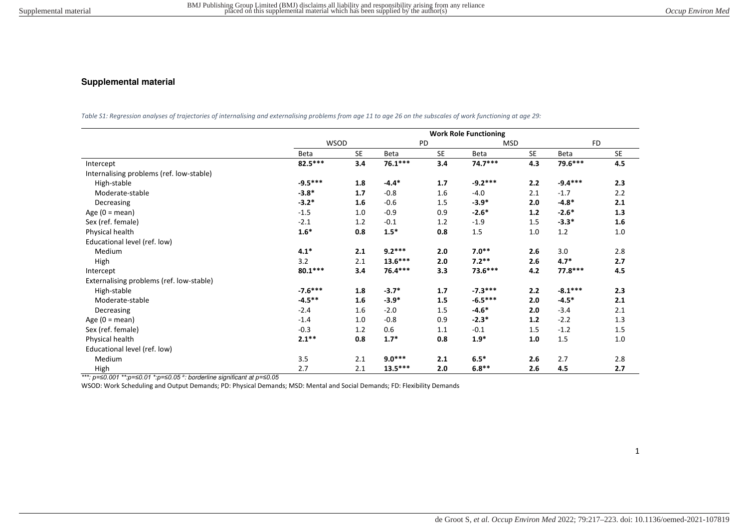## Supplemental material

*Table S1: Regression analyses of trajectories of internalising and externalising problems from age 11 to age 26 on the subscales of work functioning at age 29:*

| | Work Role Functioning | | | | | | | |
|---|---|---|---|---|---|---|---|---|
| | WSOD | | PD | | MSD | | FD | |
| | Beta | SE | Beta | SE | Beta | SE | Beta | SE |
| Intercept | **82.5*** ** | **3.4** | **76.1*** ** | **3.4** | **74.7*** ** | **4.3** | **79.6*** ** | **4.5** |
| Internalising problems (ref. low-stable) | | | | | | | | |
| High-stable | **-9.5*** ** | **1.8** | **-4.4*** | **1.7** | **-9.2*** ** | **2.2** | **-9.4*** ** | **2.3** |
| Moderate-stable | **-3.8*** | **1.7** | -0.8 | 1.6 | -4.0 | 2.1 | -1.7 | 2.2 |
| Decreasing | **-3.2*** | **1.6** | -0.6 | 1.5 | **-3.9*** | **2.0** | **-4.8*** | **2.1** |
| Age (0 = mean) | -1.5 | 1.0 | -0.9 | 0.9 | **-2.6*** | **1.2** | **-2.6*** | **1.3** |
| Sex (ref. female) | -2.1 | 1.2 | -0.1 | 1.2 | -1.9 | 1.5 | **-3.3*** | **1.6** |
| Physical health | **1.6*** | **0.8** | **1.5*** | **0.8** | 1.5 | 1.0 | 1.2 | 1.0 |
| Educational level (ref. low) | | | | | | | | |
| Medium | **4.1*** | **2.1** | **9.2*** ** | **2.0** | **7.0** ** | **2.6** | 3.0 | 2.8 |
| High | 3.2 | 2.1 | **13.6*** ** | **2.0** | **7.2** ** | **2.6** | **4.7*** | **2.7** |
| Intercept | **80.1*** ** | **3.4** | **76.4*** ** | **3.3** | **73.6*** ** | **4.2** | **77.8*** ** | **4.5** |
| Externalising problems (ref. low-stable) | | | | | | | | |
| High-stable | **-7.6*** ** | **1.8** | **-3.7*** | **1.7** | **-7.3*** ** | **2.2** | **-8.1*** ** | **2.3** |
| Moderate-stable | **-4.5** ** | **1.6** | **-3.9*** | **1.5** | **-6.5*** ** | **2.0** | **-4.5*** | **2.1** |
| Decreasing | -2.4 | 1.6 | -2.0 | 1.5 | **-4.6*** | **2.0** | -3.4 | 2.1 |
| Age (0 = mean) | -1.4 | 1.0 | -0.8 | 0.9 | **-2.3*** | **1.2** | -2.2 | 1.3 |
| Sex (ref. female) | -0.3 | 1.2 | 0.6 | 1.1 | -0.1 | 1.5 | -1.2 | 1.5 |
| Physical health | **2.1** ** | **0.8** | **1.7*** | **0.8** | **1.9*** | **1.0** | 1.5 | 1.0 |
| Educational level (ref. low) | | | | | | | | |
| Medium | 3.5 | 2.1 | **9.0*** ** | **2.1** | **6.5*** | **2.6** | 2.7 | 2.8 |
| High | 2.7 | 2.1 | **13.5*** ** | **2.0** | **6.8** ** | **2.6** | **4.5** | **2.7** |

*\*\*\*: p=≤0.001 \*\*:p=≤0.01 \*:p=≤0.05 ᵃ: borderline significant at p=≤0.05*

WSOD: Work Scheduling and Output Demands; PD: Physical Demands; MSD: Mental and Social Demands; FD: Flexibility Demands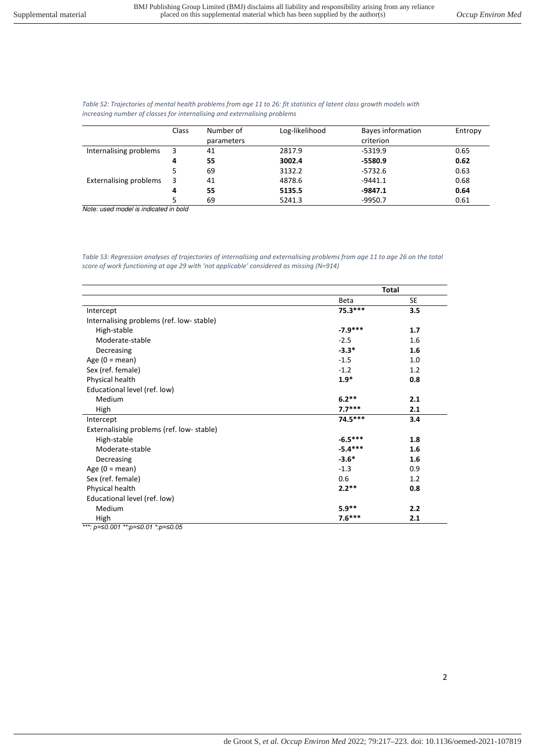*Table S2: Trajectories of mental health problems from age 11 to 26: fit statistics of latent class growth models with increasing number of classes for internalising and externalising problems*

| | Class | Number of parameters | Log-likelihood | Bayes information criterion | Entropy |
|---|---|---|---|---|---|
| Internalising problems | 3 | 41 | 2817.9 | -5319.9 | 0.65 |
| | **4** | **55** | **3002.4** | **-5580.9** | **0.62** |
| | 5 | 69 | 3132.2 | -5732.6 | 0.63 |
| Externalising problems | 3 | 41 | 4878.6 | -9441.1 | 0.68 |
| | **4** | **55** | **5135.5** | **-9847.1** | **0.64** |
| | 5 | 69 | 5241.3 | -9950.7 | 0.61 |

*Note: used model is indicated in bold*

*Table S3: Regression analyses of trajectories of internalising and externalising problems from age 11 to age 26 on the total score of work functioning at age 29 with 'not applicable' considered as missing (N=914)*

| | Total | |
|---|---|---|
| | Beta | SE |
| Intercept | **75.3*** ** | **3.5** |
| Internalising problems (ref. low- stable) | | |
| High-stable | **-7.9*** ** | **1.7** |
| Moderate-stable | -2.5 | 1.6 |
| Decreasing | **-3.3*** | **1.6** |
| Age (0 = mean) | -1.5 | 1.0 |
| Sex (ref. female) | -1.2 | 1.2 |
| Physical health | **1.9*** | **0.8** |
| Educational level (ref. low) | | |
| Medium | **6.2*** * | **2.1** |
| High | **7.7*** ** | **2.1** |
| Intercept | **74.5*** ** | **3.4** |
| Externalising problems (ref. low- stable) | | |
| High-stable | **-6.5*** ** | **1.8** |
| Moderate-stable | **-5.4*** ** | **1.6** |
| Decreasing | **-3.6*** | **1.6** |
| Age (0 = mean) | -1.3 | 0.9 |
| Sex (ref. female) | 0.6 | 1.2 |
| Physical health | **2.2*** * | **0.8** |
| Educational level (ref. low) | | |
| Medium | **5.9*** * | **2.2** |
| High | **7.6*** ** | **2.1** |

*\*\*\*: p=≤0.001 \*\*:p=≤0.01 \*:p=≤0.05*